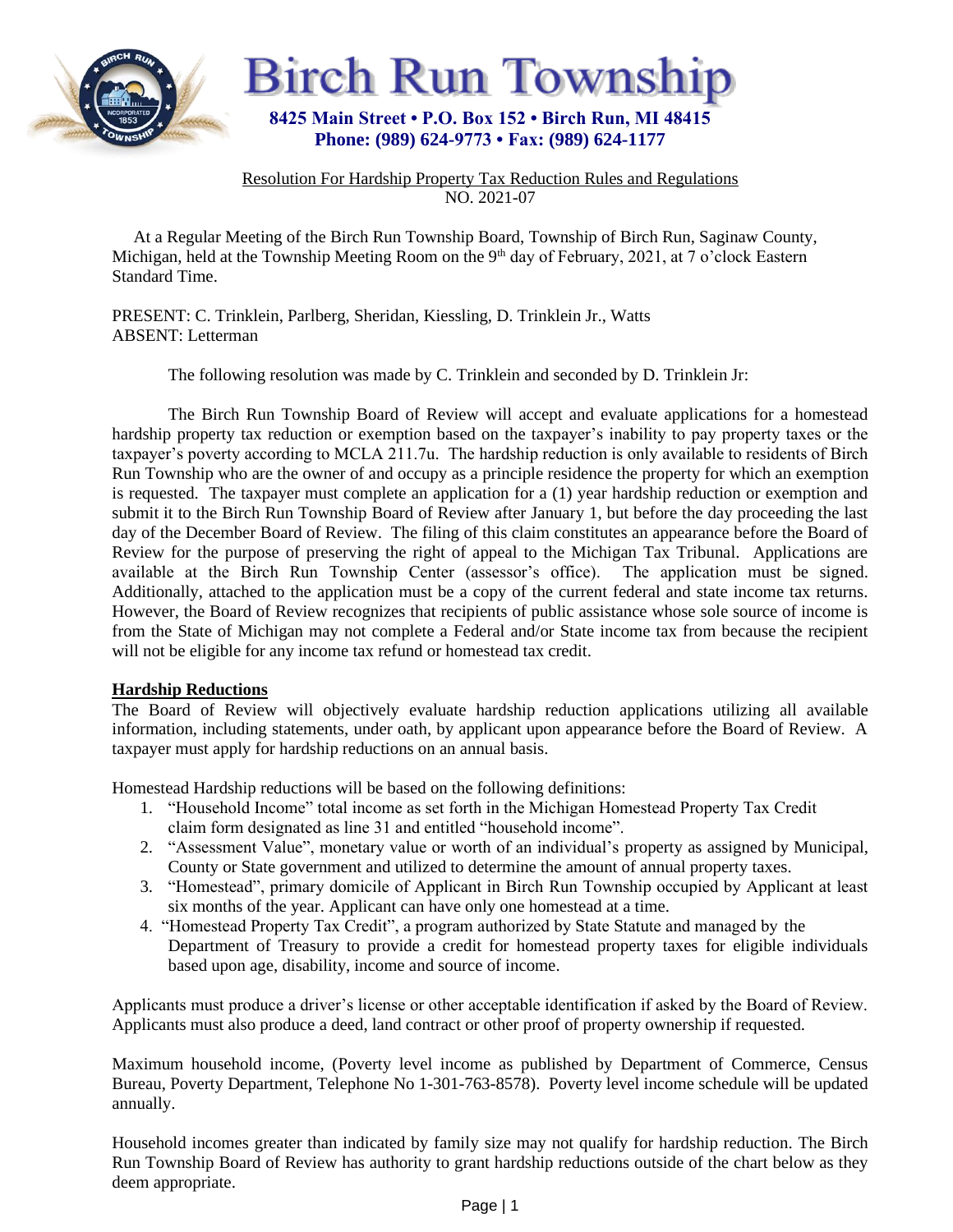# Birch Run Township

**8425 Main Street • P.O. Box 152 • Birch Run, MI 48415**
**Phone: (989) 624-9773 • Fax: (989) 624-1177**

Resolution For Hardship Property Tax Reduction Rules and Regulations
NO. 2021-07

At a Regular Meeting of the Birch Run Township Board, Township of Birch Run, Saginaw County, Michigan, held at the Township Meeting Room on the 9th day of February, 2021, at 7 o'clock Eastern Standard Time.

PRESENT: C. Trinklein, Parlberg, Sheridan, Kiessling, D. Trinklein Jr., Watts
ABSENT: Letterman

The following resolution was made by C. Trinklein and seconded by D. Trinklein Jr:

The Birch Run Township Board of Review will accept and evaluate applications for a homestead hardship property tax reduction or exemption based on the taxpayer's inability to pay property taxes or the taxpayer's poverty according to MCLA 211.7u. The hardship reduction is only available to residents of Birch Run Township who are the owner of and occupy as a principle residence the property for which an exemption is requested. The taxpayer must complete an application for a (1) year hardship reduction or exemption and submit it to the Birch Run Township Board of Review after January 1, but before the day proceeding the last day of the December Board of Review. The filing of this claim constitutes an appearance before the Board of Review for the purpose of preserving the right of appeal to the Michigan Tax Tribunal. Applications are available at the Birch Run Township Center (assessor's office). The application must be signed. Additionally, attached to the application must be a copy of the current federal and state income tax returns. However, the Board of Review recognizes that recipients of public assistance whose sole source of income is from the State of Michigan may not complete a Federal and/or State income tax from because the recipient will not be eligible for any income tax refund or homestead tax credit.

## Hardship Reductions

The Board of Review will objectively evaluate hardship reduction applications utilizing all available information, including statements, under oath, by applicant upon appearance before the Board of Review. A taxpayer must apply for hardship reductions on an annual basis.

Homestead Hardship reductions will be based on the following definitions:

1. "Household Income" total income as set forth in the Michigan Homestead Property Tax Credit claim form designated as line 31 and entitled "household income".
2. "Assessment Value", monetary value or worth of an individual's property as assigned by Municipal, County or State government and utilized to determine the amount of annual property taxes.
3. "Homestead", primary domicile of Applicant in Birch Run Township occupied by Applicant at least six months of the year. Applicant can have only one homestead at a time.
4. "Homestead Property Tax Credit", a program authorized by State Statute and managed by the Department of Treasury to provide a credit for homestead property taxes for eligible individuals based upon age, disability, income and source of income.

Applicants must produce a driver's license or other acceptable identification if asked by the Board of Review. Applicants must also produce a deed, land contract or other proof of property ownership if requested.

Maximum household income, (Poverty level income as published by Department of Commerce, Census Bureau, Poverty Department, Telephone No 1-301-763-8578). Poverty level income schedule will be updated annually.

Household incomes greater than indicated by family size may not qualify for hardship reduction. The Birch Run Township Board of Review has authority to grant hardship reductions outside of the chart below as they deem appropriate.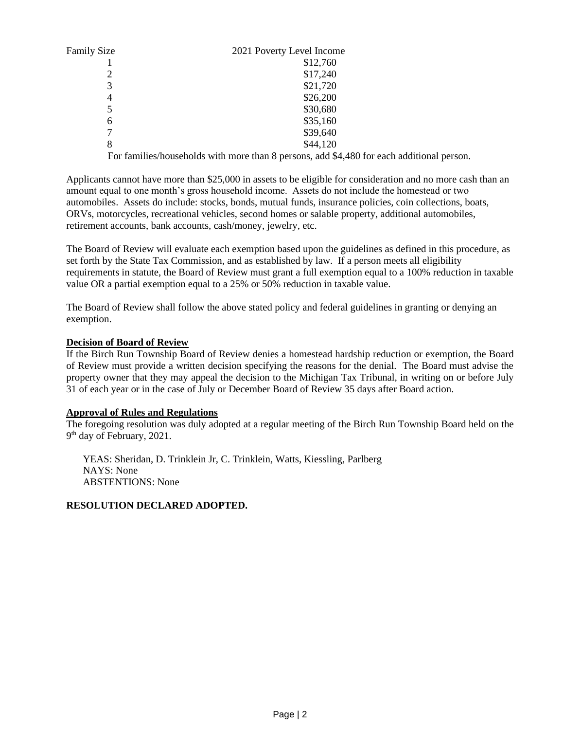| Family Size | 2021 Poverty Level Income |
|---|---|
| 1 | $12,760 |
| 2 | $17,240 |
| 3 | $21,720 |
| 4 | $26,200 |
| 5 | $30,680 |
| 6 | $35,160 |
| 7 | $39,640 |
| 8 | $44,120 |

For families/households with more than 8 persons, add $4,480 for each additional person.

Applicants cannot have more than $25,000 in assets to be eligible for consideration and no more cash than an amount equal to one month's gross household income. Assets do not include the homestead or two automobiles. Assets do include: stocks, bonds, mutual funds, insurance policies, coin collections, boats, ORVs, motorcycles, recreational vehicles, second homes or salable property, additional automobiles, retirement accounts, bank accounts, cash/money, jewelry, etc.

The Board of Review will evaluate each exemption based upon the guidelines as defined in this procedure, as set forth by the State Tax Commission, and as established by law. If a person meets all eligibility requirements in statute, the Board of Review must grant a full exemption equal to a 100% reduction in taxable value OR a partial exemption equal to a 25% or 50% reduction in taxable value.

The Board of Review shall follow the above stated policy and federal guidelines in granting or denying an exemption.

**Decision of Board of Review**

If the Birch Run Township Board of Review denies a homestead hardship reduction or exemption, the Board of Review must provide a written decision specifying the reasons for the denial. The Board must advise the property owner that they may appeal the decision to the Michigan Tax Tribunal, in writing on or before July 31 of each year or in the case of July or December Board of Review 35 days after Board action.

**Approval of Rules and Regulations**

The foregoing resolution was duly adopted at a regular meeting of the Birch Run Township Board held on the 9th day of February, 2021.

YEAS: Sheridan, D. Trinklein Jr, C. Trinklein, Watts, Kiessling, Parlberg
NAYS: None
ABSTENTIONS: None

**RESOLUTION DECLARED ADOPTED.**